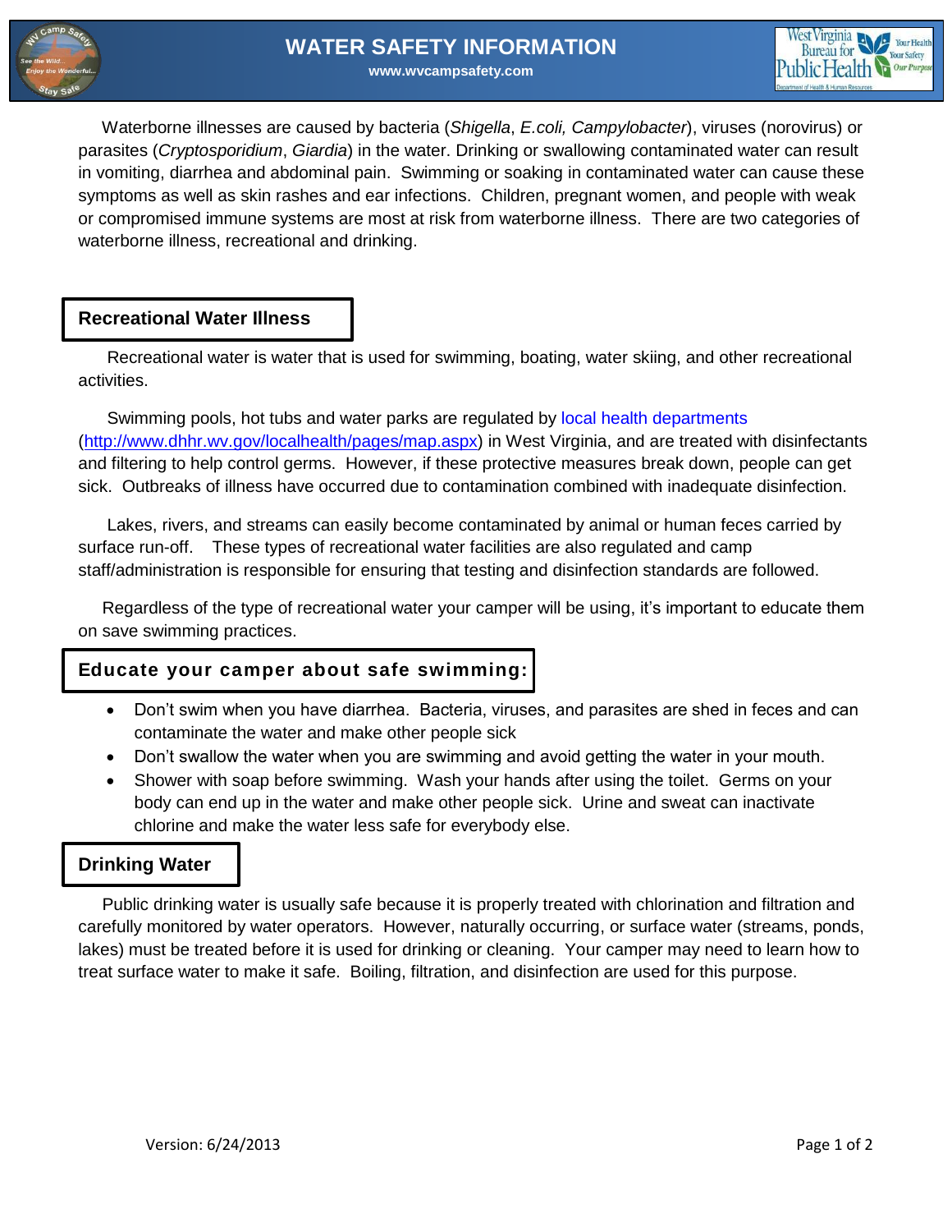# WATER SAFETY INFORMATION

www.wvcampsafety.com

Waterborne illnesses are caused by bacteria (*Shigella*, *E.coli, Campylobacter*), viruses (norovirus) or parasites (*Cryptosporidium*, *Giardia*) in the water. Drinking or swallowing contaminated water can result in vomiting, diarrhea and abdominal pain. Swimming or soaking in contaminated water can cause these symptoms as well as skin rashes and ear infections. Children, pregnant women, and people with weak or compromised immune systems are most at risk from waterborne illness. There are two categories of waterborne illness, recreational and drinking.

## Recreational Water Illness

Recreational water is water that is used for swimming, boating, water skiing, and other recreational activities.

Swimming pools, hot tubs and water parks are regulated by local health departments (http://www.dhhr.wv.gov/localhealth/pages/map.aspx) in West Virginia, and are treated with disinfectants and filtering to help control germs. However, if these protective measures break down, people can get sick. Outbreaks of illness have occurred due to contamination combined with inadequate disinfection.

Lakes, rivers, and streams can easily become contaminated by animal or human feces carried by surface run-off. These types of recreational water facilities are also regulated and camp staff/administration is responsible for ensuring that testing and disinfection standards are followed.

Regardless of the type of recreational water your camper will be using, it's important to educate them on save swimming practices.

## Educate your camper about safe swimming:

- Don't swim when you have diarrhea. Bacteria, viruses, and parasites are shed in feces and can contaminate the water and make other people sick
- Don't swallow the water when you are swimming and avoid getting the water in your mouth.
- Shower with soap before swimming. Wash your hands after using the toilet. Germs on your body can end up in the water and make other people sick. Urine and sweat can inactivate chlorine and make the water less safe for everybody else.

## Drinking Water

Public drinking water is usually safe because it is properly treated with chlorination and filtration and carefully monitored by water operators. However, naturally occurring, or surface water (streams, ponds, lakes) must be treated before it is used for drinking or cleaning. Your camper may need to learn how to treat surface water to make it safe. Boiling, filtration, and disinfection are used for this purpose.

Version: 6/24/2013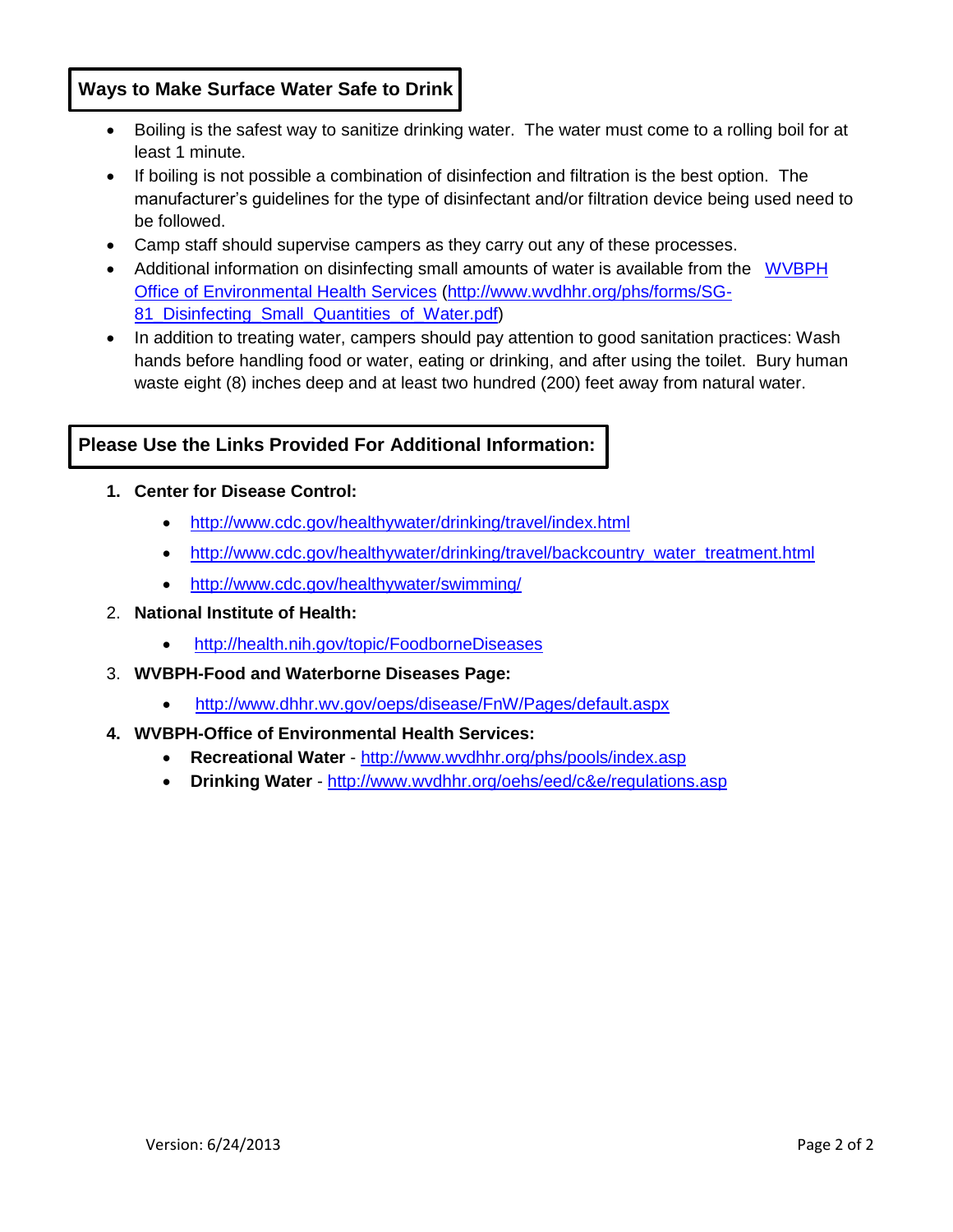## Ways to Make Surface Water Safe to Drink

- Boiling is the safest way to sanitize drinking water. The water must come to a rolling boil for at least 1 minute.
- If boiling is not possible a combination of disinfection and filtration is the best option. The manufacturer's guidelines for the type of disinfectant and/or filtration device being used need to be followed.
- Camp staff should supervise campers as they carry out any of these processes.
- Additional information on disinfecting small amounts of water is available from the WVBPH Office of Environmental Health Services (http://www.wvdhhr.org/phs/forms/SG-81_Disinfecting_Small_Quantities_of_Water.pdf)
- In addition to treating water, campers should pay attention to good sanitation practices: Wash hands before handling food or water, eating or drinking, and after using the toilet. Bury human waste eight (8) inches deep and at least two hundred (200) feet away from natural water.

## Please Use the Links Provided For Additional Information:

1. **Center for Disease Control:**
   - http://www.cdc.gov/healthywater/drinking/travel/index.html
   - http://www.cdc.gov/healthywater/drinking/travel/backcountry_water_treatment.html
   - http://www.cdc.gov/healthywater/swimming/
2. **National Institute of Health:**
   - http://health.nih.gov/topic/FoodborneDiseases
3. **WVBPH-Food and Waterborne Diseases Page:**
   - http://www.dhhr.wv.gov/oeps/disease/FnW/Pages/default.aspx
4. **WVBPH-Office of Environmental Health Services:**
   - **Recreational Water** - http://www.wvdhhr.org/phs/pools/index.asp
   - **Drinking Water** - http://www.wvdhhr.org/oehs/eed/c&e/regulations.asp

Version: 6/24/2013